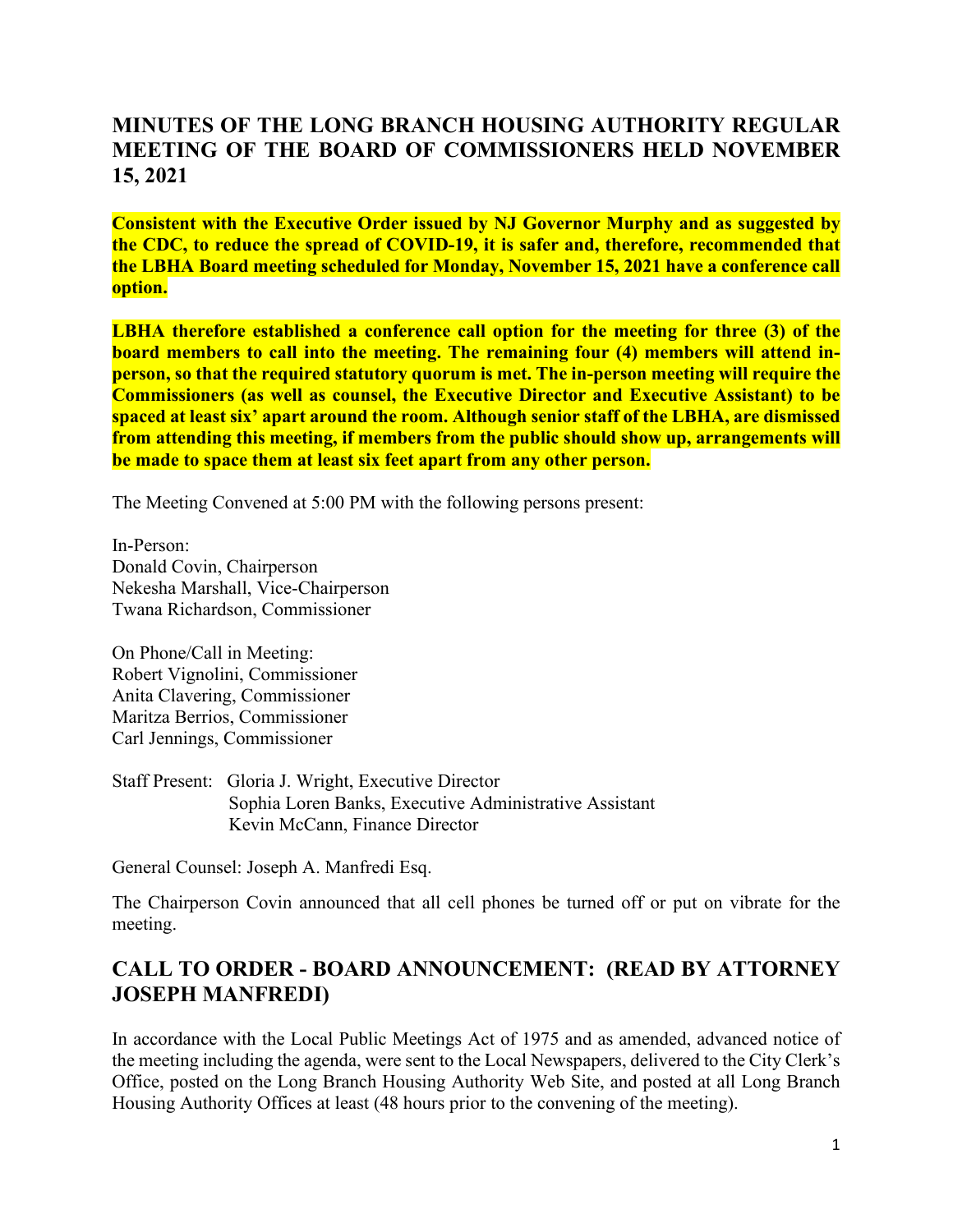# MINUTES OF THE LONG BRANCH HOUSING AUTHORITY REGULAR MEETING OF THE BOARD OF COMMISSIONERS HELD NOVEMBER 15, 2021

**Consistent with the Executive Order issued by NJ Governor Murphy and as suggested by the CDC, to reduce the spread of COVID-19, it is safer and, therefore, recommended that the LBHA Board meeting scheduled for Monday, November 15, 2021 have a conference call option.**

**LBHA therefore established a conference call option for the meeting for three (3) of the board members to call into the meeting. The remaining four (4) members will attend in-person, so that the required statutory quorum is met. The in-person meeting will require the Commissioners (as well as counsel, the Executive Director and Executive Assistant) to be spaced at least six' apart around the room. Although senior staff of the LBHA, are dismissed from attending this meeting, if members from the public should show up, arrangements will be made to space them at least six feet apart from any other person.**

The Meeting Convened at 5:00 PM with the following persons present:

In-Person:
Donald Covin, Chairperson
Nekesha Marshall, Vice-Chairperson
Twana Richardson, Commissioner

On Phone/Call in Meeting:
Robert Vignolini, Commissioner
Anita Clavering, Commissioner
Maritza Berrios, Commissioner
Carl Jennings, Commissioner

Staff Present: Gloria J. Wright, Executive Director
Sophia Loren Banks, Executive Administrative Assistant
Kevin McCann, Finance Director

General Counsel: Joseph A. Manfredi Esq.

The Chairperson Covin announced that all cell phones be turned off or put on vibrate for the meeting.

## CALL TO ORDER - BOARD ANNOUNCEMENT: (READ BY ATTORNEY JOSEPH MANFREDI)

In accordance with the Local Public Meetings Act of 1975 and as amended, advanced notice of the meeting including the agenda, were sent to the Local Newspapers, delivered to the City Clerk's Office, posted on the Long Branch Housing Authority Web Site, and posted at all Long Branch Housing Authority Offices at least (48 hours prior to the convening of the meeting).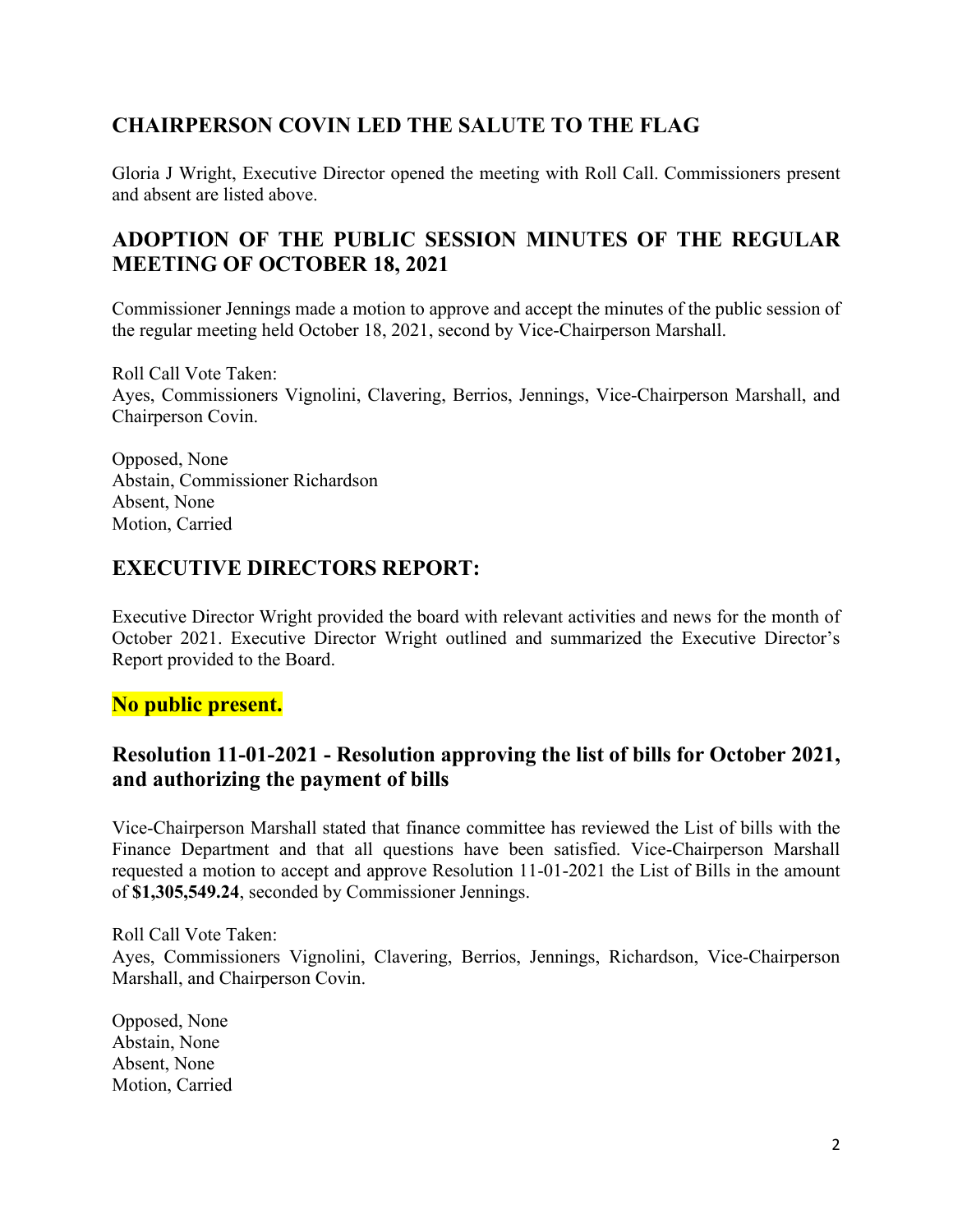## CHAIRPERSON COVIN LED THE SALUTE TO THE FLAG

Gloria J Wright, Executive Director opened the meeting with Roll Call. Commissioners present and absent are listed above.

## ADOPTION OF THE PUBLIC SESSION MINUTES OF THE REGULAR MEETING OF OCTOBER 18, 2021

Commissioner Jennings made a motion to approve and accept the minutes of the public session of the regular meeting held October 18, 2021, second by Vice-Chairperson Marshall.

Roll Call Vote Taken:
Ayes, Commissioners Vignolini, Clavering, Berrios, Jennings, Vice-Chairperson Marshall, and Chairperson Covin.

Opposed, None
Abstain, Commissioner Richardson
Absent, None
Motion, Carried

## EXECUTIVE DIRECTORS REPORT:

Executive Director Wright provided the board with relevant activities and news for the month of October 2021. Executive Director Wright outlined and summarized the Executive Director's Report provided to the Board.

**No public present.**

## Resolution 11-01-2021 - Resolution approving the list of bills for October 2021, and authorizing the payment of bills

Vice-Chairperson Marshall stated that finance committee has reviewed the List of bills with the Finance Department and that all questions have been satisfied. Vice-Chairperson Marshall requested a motion to accept and approve Resolution 11-01-2021 the List of Bills in the amount of **$1,305,549.24**, seconded by Commissioner Jennings.

Roll Call Vote Taken:
Ayes, Commissioners Vignolini, Clavering, Berrios, Jennings, Richardson, Vice-Chairperson Marshall, and Chairperson Covin.

Opposed, None
Abstain, None
Absent, None
Motion, Carried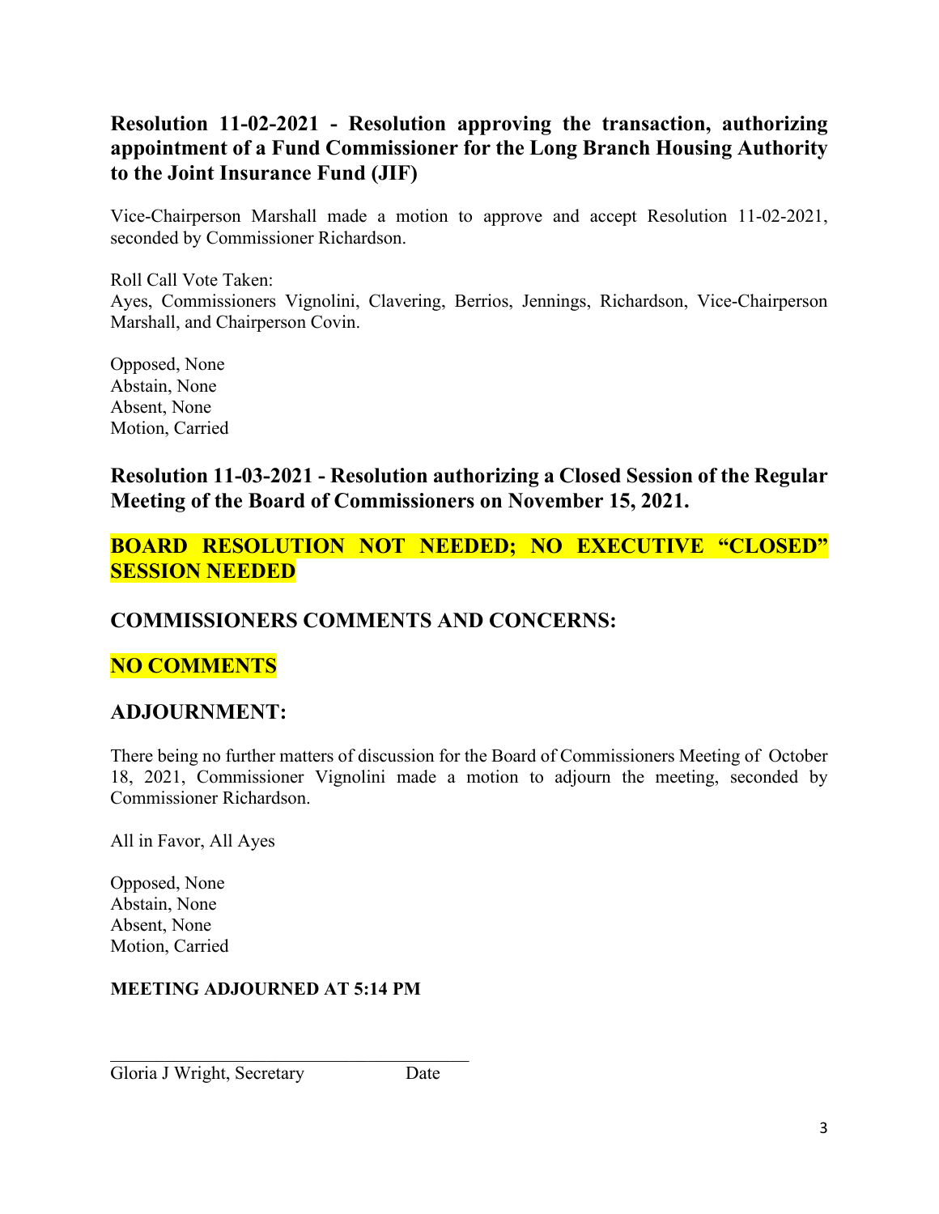### Resolution 11-02-2021 - Resolution approving the transaction, authorizing appointment of a Fund Commissioner for the Long Branch Housing Authority to the Joint Insurance Fund (JIF)

Vice-Chairperson Marshall made a motion to approve and accept Resolution 11-02-2021, seconded by Commissioner Richardson.

Roll Call Vote Taken:
Ayes, Commissioners Vignolini, Clavering, Berrios, Jennings, Richardson, Vice-Chairperson Marshall, and Chairperson Covin.

Opposed, None
Abstain, None
Absent, None
Motion, Carried

### Resolution 11-03-2021 - Resolution authorizing a Closed Session of the Regular Meeting of the Board of Commissioners on November 15, 2021.

### BOARD RESOLUTION NOT NEEDED; NO EXECUTIVE "CLOSED" SESSION NEEDED

## COMMISSIONERS COMMENTS AND CONCERNS:

## NO COMMENTS

## ADJOURNMENT:

There being no further matters of discussion for the Board of Commissioners Meeting of October 18, 2021, Commissioner Vignolini made a motion to adjourn the meeting, seconded by Commissioner Richardson.

All in Favor, All Ayes

Opposed, None
Abstain, None
Absent, None
Motion, Carried

**MEETING ADJOURNED AT 5:14 PM**

\_\_\_\_\_\_\_\_\_\_\_\_\_\_\_\_\_\_\_\_\_\_\_\_\_\_\_\_\_\_\_\_\_\_\_\_\_\_\_\_
Gloria J Wright, Secretary Date